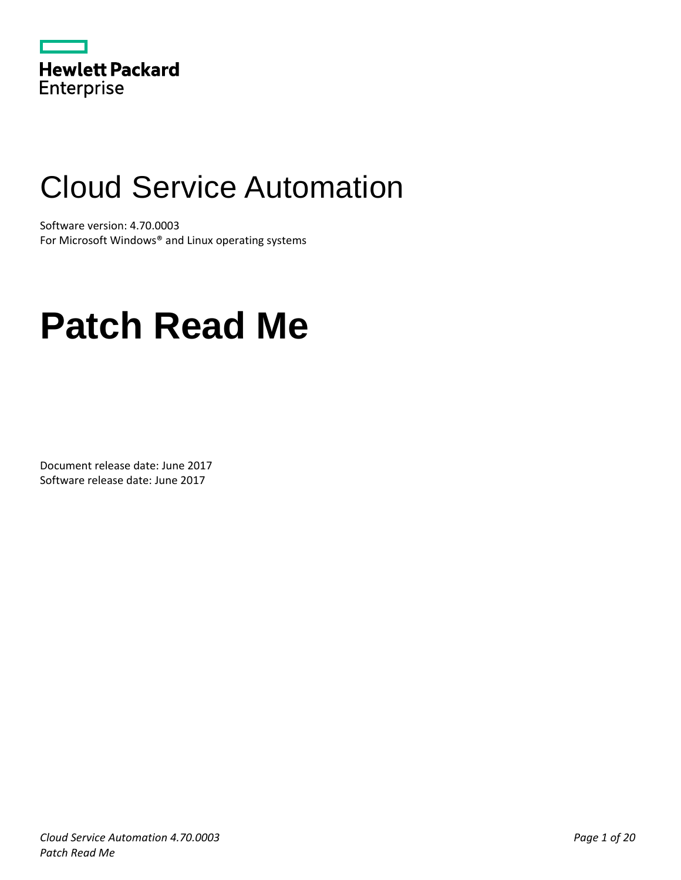Hewlett Packard
Enterprise

# Cloud Service Automation

Software version: 4.70.0003
For Microsoft Windows® and Linux operating systems

# Patch Read Me

Document release date: June 2017
Software release date: June 2017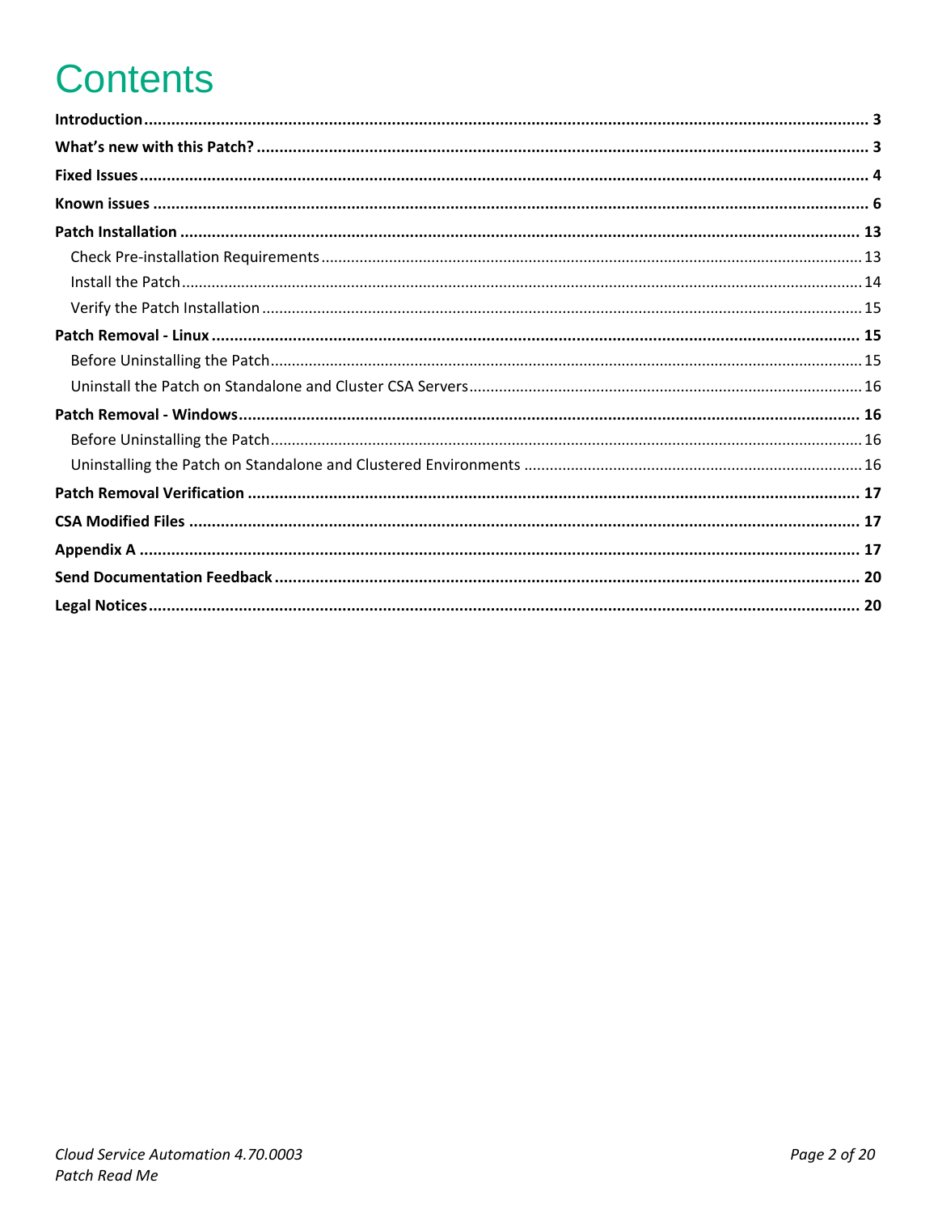# Contents

**Introduction** ..... **3**

**What's new with this Patch?** ..... **3**

**Fixed Issues** ..... **4**

**Known issues** ..... **6**

**Patch Installation** ..... **13**

- Check Pre-installation Requirements ..... 13
- Install the Patch ..... 14
- Verify the Patch Installation ..... 15

**Patch Removal - Linux** ..... **15**

- Before Uninstalling the Patch ..... 15
- Uninstall the Patch on Standalone and Cluster CSA Servers ..... 16

**Patch Removal - Windows** ..... **16**

- Before Uninstalling the Patch ..... 16
- Uninstalling the Patch on Standalone and Clustered Environments ..... 16

**Patch Removal Verification** ..... **17**

**CSA Modified Files** ..... **17**

**Appendix A** ..... **17**

**Send Documentation Feedback** ..... **20**

**Legal Notices** ..... **20**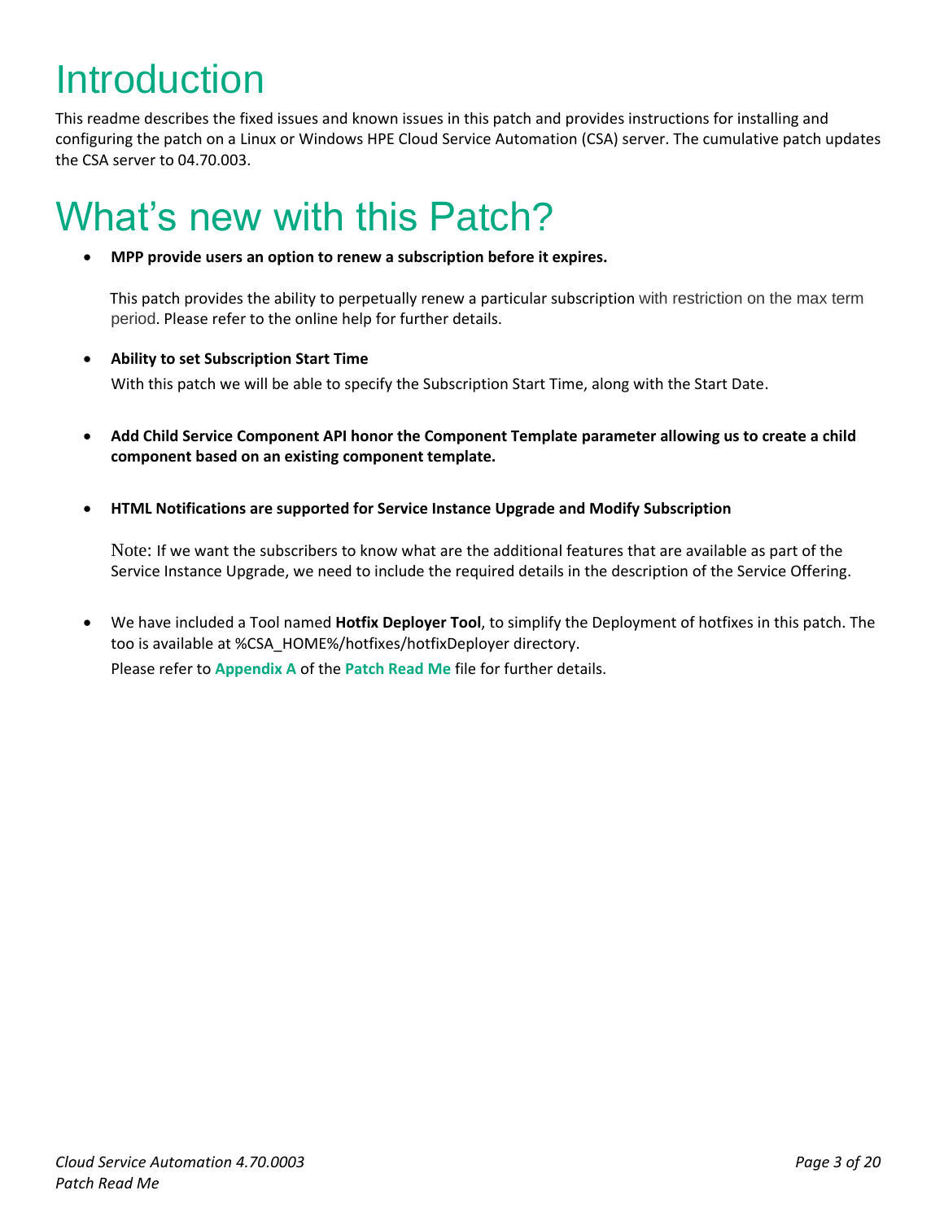# Introduction

This readme describes the fixed issues and known issues in this patch and provides instructions for installing and configuring the patch on a Linux or Windows HPE Cloud Service Automation (CSA) server. The cumulative patch updates the CSA server to 04.70.003.

# What's new with this Patch?

- **MPP provide users an option to renew a subscription before it expires.**

  This patch provides the ability to perpetually renew a particular subscription with restriction on the max term period. Please refer to the online help for further details.

- **Ability to set Subscription Start Time**

  With this patch we will be able to specify the Subscription Start Time, along with the Start Date.

- **Add Child Service Component API honor the Component Template parameter allowing us to create a child component based on an existing component template.**

- **HTML Notifications are supported for Service Instance Upgrade and Modify Subscription**

  Note: If we want the subscribers to know what are the additional features that are available as part of the Service Instance Upgrade, we need to include the required details in the description of the Service Offering.

- We have included a Tool named **Hotfix Deployer Tool**, to simplify the Deployment of hotfixes in this patch. The too is available at %CSA_HOME%/hotfixes/hotfixDeployer directory.

  Please refer to **Appendix A** of the **Patch Read Me** file for further details.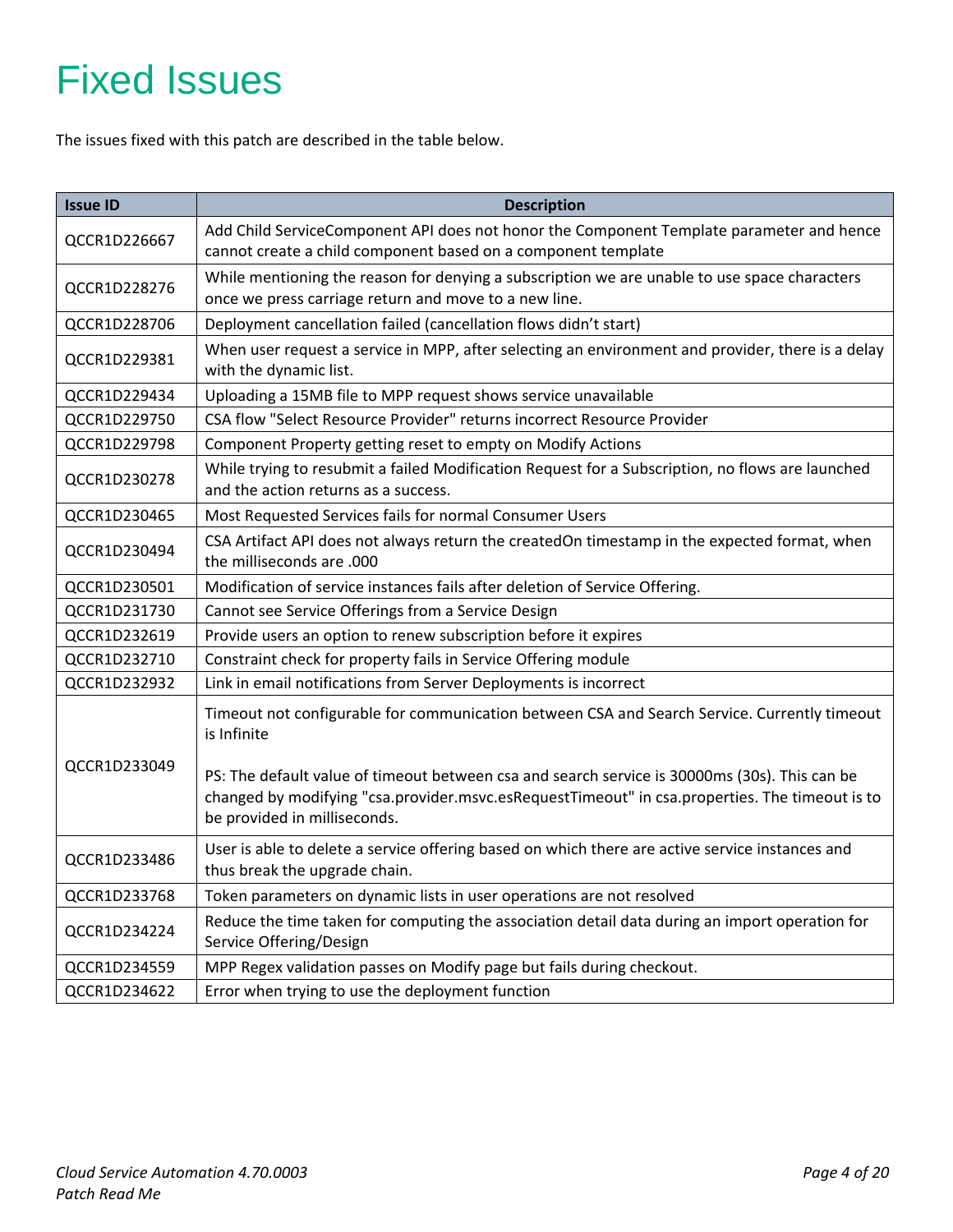# Fixed Issues

The issues fixed with this patch are described in the table below.

| Issue ID | Description |
|---|---|
| QCCR1D226667 | Add Child ServiceComponent API does not honor the Component Template parameter and hence cannot create a child component based on a component template |
| QCCR1D228276 | While mentioning the reason for denying a subscription we are unable to use space characters once we press carriage return and move to a new line. |
| QCCR1D228706 | Deployment cancellation failed (cancellation flows didn't start) |
| QCCR1D229381 | When user request a service in MPP, after selecting an environment and provider, there is a delay with the dynamic list. |
| QCCR1D229434 | Uploading a 15MB file to MPP request shows service unavailable |
| QCCR1D229750 | CSA flow "Select Resource Provider" returns incorrect Resource Provider |
| QCCR1D229798 | Component Property getting reset to empty on Modify Actions |
| QCCR1D230278 | While trying to resubmit a failed Modification Request for a Subscription, no flows are launched and the action returns as a success. |
| QCCR1D230465 | Most Requested Services fails for normal Consumer Users |
| QCCR1D230494 | CSA Artifact API does not always return the createdOn timestamp in the expected format, when the milliseconds are .000 |
| QCCR1D230501 | Modification of service instances fails after deletion of Service Offering. |
| QCCR1D231730 | Cannot see Service Offerings from a Service Design |
| QCCR1D232619 | Provide users an option to renew subscription before it expires |
| QCCR1D232710 | Constraint check for property fails in Service Offering module |
| QCCR1D232932 | Link in email notifications from Server Deployments is incorrect |
| QCCR1D233049 | Timeout not configurable for communication between CSA and Search Service. Currently timeout is Infinite<br><br>PS: The default value of timeout between csa and search service is 30000ms (30s). This can be changed by modifying "csa.provider.msvc.esRequestTimeout" in csa.properties. The timeout is to be provided in milliseconds. |
| QCCR1D233486 | User is able to delete a service offering based on which there are active service instances and thus break the upgrade chain. |
| QCCR1D233768 | Token parameters on dynamic lists in user operations are not resolved |
| QCCR1D234224 | Reduce the time taken for computing the association detail data during an import operation for Service Offering/Design |
| QCCR1D234559 | MPP Regex validation passes on Modify page but fails during checkout. |
| QCCR1D234622 | Error when trying to use the deployment function |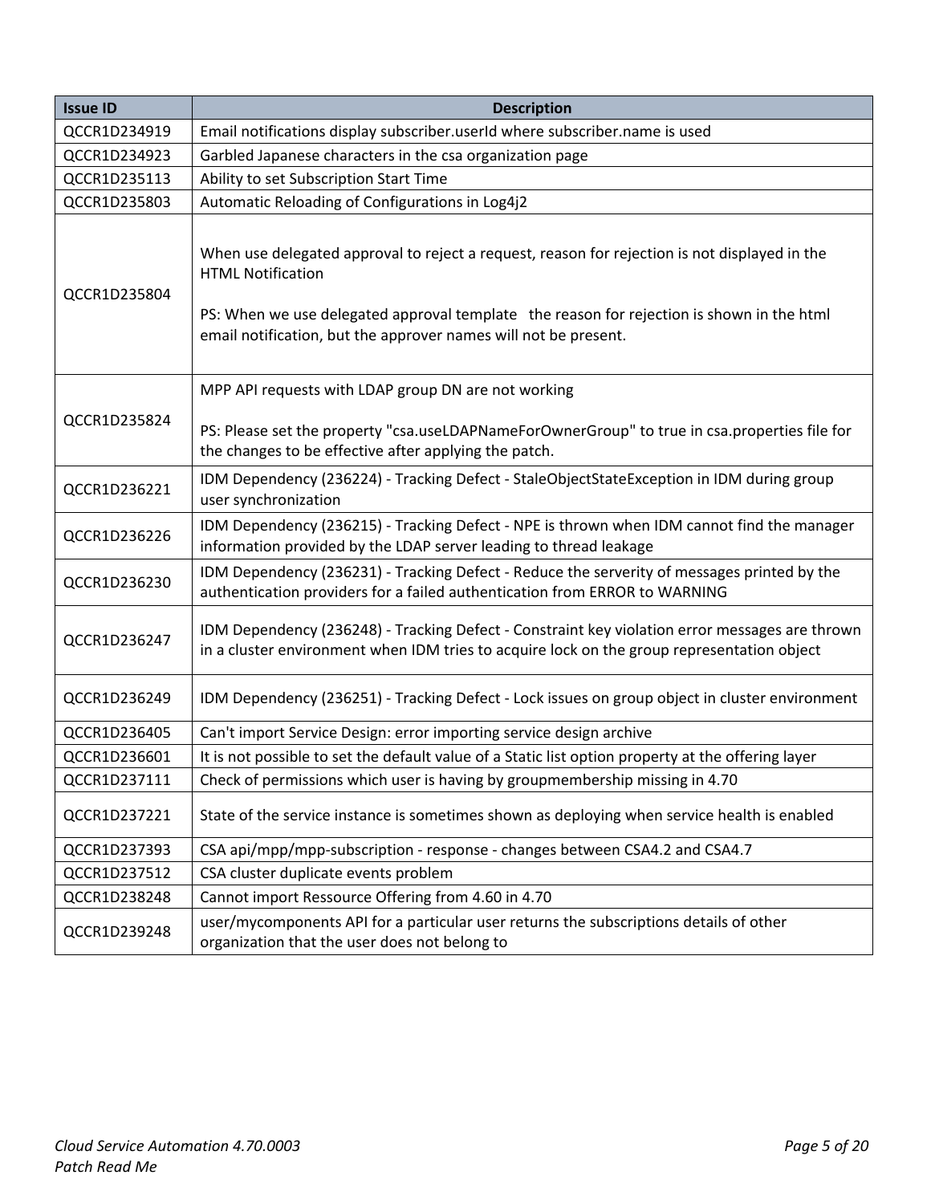| Issue ID | Description |
|---|---|
| QCCR1D234919 | Email notifications display subscriber.userId where subscriber.name is used |
| QCCR1D234923 | Garbled Japanese characters in the csa organization page |
| QCCR1D235113 | Ability to set Subscription Start Time |
| QCCR1D235803 | Automatic Reloading of Configurations in Log4j2 |
| QCCR1D235804 | When use delegated approval to reject a request, reason for rejection is not displayed in the HTML Notification<br><br>PS: When we use delegated approval template the reason for rejection is shown in the html email notification, but the approver names will not be present. |
| QCCR1D235824 | MPP API requests with LDAP group DN are not working<br><br>PS: Please set the property "csa.useLDAPNameForOwnerGroup" to true in csa.properties file for the changes to be effective after applying the patch. |
| QCCR1D236221 | IDM Dependency (236224) - Tracking Defect - StaleObjectStateException in IDM during group user synchronization |
| QCCR1D236226 | IDM Dependency (236215) - Tracking Defect - NPE is thrown when IDM cannot find the manager information provided by the LDAP server leading to thread leakage |
| QCCR1D236230 | IDM Dependency (236231) - Tracking Defect - Reduce the serverity of messages printed by the authentication providers for a failed authentication from ERROR to WARNING |
| QCCR1D236247 | IDM Dependency (236248) - Tracking Defect - Constraint key violation error messages are thrown in a cluster environment when IDM tries to acquire lock on the group representation object |
| QCCR1D236249 | IDM Dependency (236251) - Tracking Defect - Lock issues on group object in cluster environment |
| QCCR1D236405 | Can't import Service Design: error importing service design archive |
| QCCR1D236601 | It is not possible to set the default value of a Static list option property at the offering layer |
| QCCR1D237111 | Check of permissions which user is having by groupmembership missing in 4.70 |
| QCCR1D237221 | State of the service instance is sometimes shown as deploying when service health is enabled |
| QCCR1D237393 | CSA api/mpp/mpp-subscription - response - changes between CSA4.2 and CSA4.7 |
| QCCR1D237512 | CSA cluster duplicate events problem |
| QCCR1D238248 | Cannot import Ressource Offering from 4.60 in 4.70 |
| QCCR1D239248 | user/mycomponents API for a particular user returns the subscriptions details of other organization that the user does not belong to |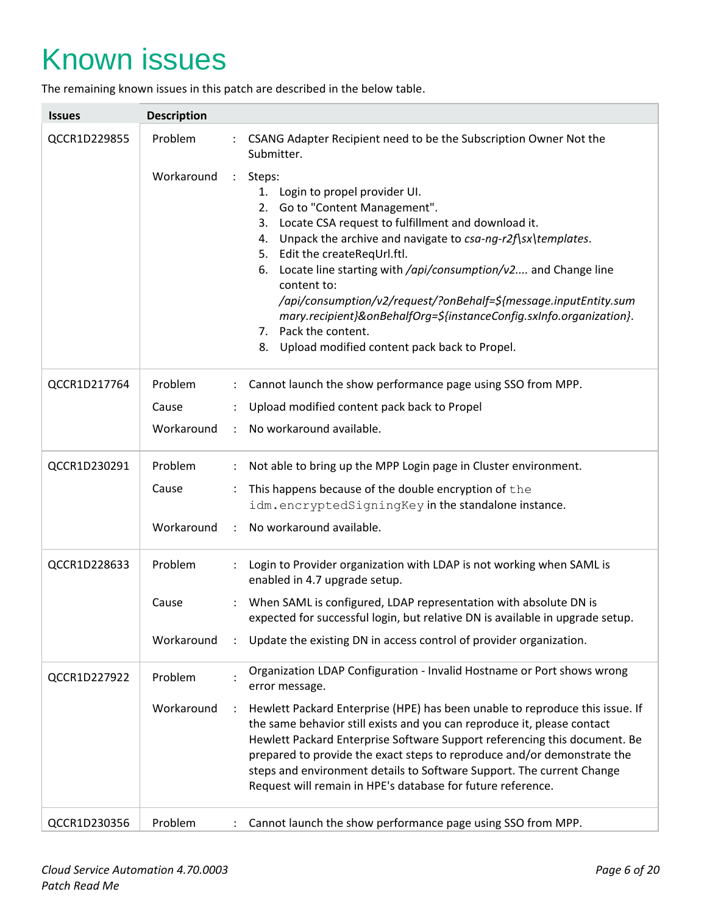# Known issues

The remaining known issues in this patch are described in the below table.

| Issues | Description |
|---|---|
| QCCR1D229855 | Problem : CSANG Adapter Recipient need to be the Subscription Owner Not the Submitter.<br><br>Workaround : Steps:<br>1. Login to propel provider UI.<br>2. Go to "Content Management".<br>3. Locate CSA request to fulfillment and download it.<br>4. Unpack the archive and navigate to *csa-ng-r2f\sx\templates*.<br>5. Edit the createReqUrl.ftl.<br>6. Locate line starting with */api/consumption/v2....* and Change line content to: */api/consumption/v2/request/?onBehalf=${message.inputEntity.summary.recipient}&onBehalfOrg=${instanceConfig.sxInfo.organization}*.<br>7. Pack the content.<br>8. Upload modified content pack back to Propel. |
| QCCR1D217764 | Problem : Cannot launch the show performance page using SSO from MPP.<br><br>Cause : Upload modified content pack back to Propel<br><br>Workaround : No workaround available. |
| QCCR1D230291 | Problem : Not able to bring up the MPP Login page in Cluster environment.<br><br>Cause : This happens because of the double encryption of `the idm.encryptedSigningKey` in the standalone instance.<br><br>Workaround : No workaround available. |
| QCCR1D228633 | Problem : Login to Provider organization with LDAP is not working when SAML is enabled in 4.7 upgrade setup.<br><br>Cause : When SAML is configured, LDAP representation with absolute DN is expected for successful login, but relative DN is available in upgrade setup.<br><br>Workaround : Update the existing DN in access control of provider organization. |
| QCCR1D227922 | Problem : Organization LDAP Configuration - Invalid Hostname or Port shows wrong error message.<br><br>Workaround : Hewlett Packard Enterprise (HPE) has been unable to reproduce this issue. If the same behavior still exists and you can reproduce it, please contact Hewlett Packard Enterprise Software Support referencing this document. Be prepared to provide the exact steps to reproduce and/or demonstrate the steps and environment details to Software Support. The current Change Request will remain in HPE's database for future reference. |
| QCCR1D230356 | Problem : Cannot launch the show performance page using SSO from MPP. |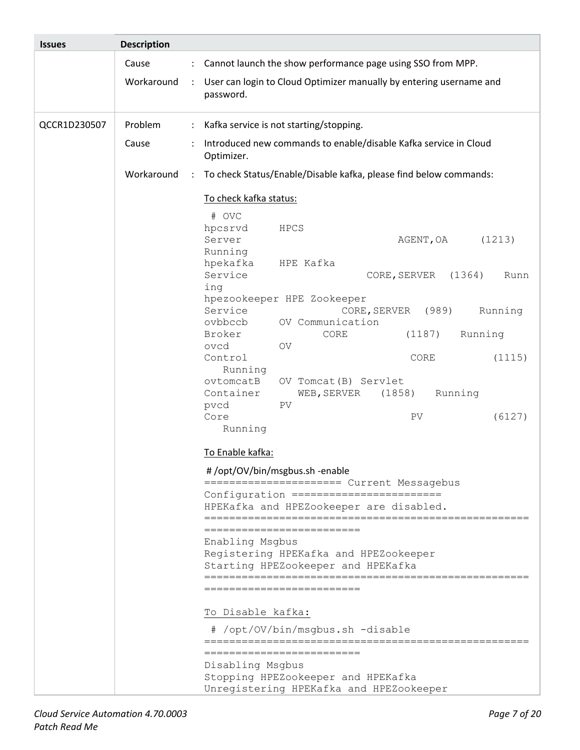| Issues | Description |
| --- | --- |
| | Cause : Cannot launch the show performance page using SSO from MPP.<br><br>Workaround : User can login to Cloud Optimizer manually by entering username and password. |
| QCCR1D230507 | Problem : Kafka service is not starting/stopping.<br><br>Cause : Introduced new commands to enable/disable Kafka service in Cloud Optimizer.<br><br>Workaround : To check Status/Enable/Disable kafka, please find below commands: |

To check kafka status:

```
# OVC
hpcsrvd     HPCS
Server                          AGENT,OA     (1213)
Running
hpekafka    HPE Kafka
Service                    CORE,SERVER  (1364)   Running
hpezookeeper HPE Zookeeper
Service                CORE,SERVER  (989)    Running
ovbbccb     OV Communication
Broker            CORE         (1187)   Running
ovcd        OV
Control                          CORE         (1115)
   Running
ovtomcatB   OV Tomcat(B) Servlet
Container      WEB,SERVER   (1858)   Running
pvcd        PV
Core                             PV           (6127)
   Running
```

To Enable kafka:

```
# /opt/OV/bin/msgbus.sh -enable
====================== Current Messagebus
Configuration ========================
HPEKafka and HPEZookeeper are disabled.
====================================================
========================
Enabling Msgbus
Registering HPEKafka and HPEZookeeper
Starting HPEZookeeper and HPEKafka
====================================================
========================
```

To Disable kafka:

```
# /opt/OV/bin/msgbus.sh -disable
====================================================
========================
Disabling Msgbus
Stopping HPEZookeeper and HPEKafka
Unregistering HPEKafka and HPEZookeeper
```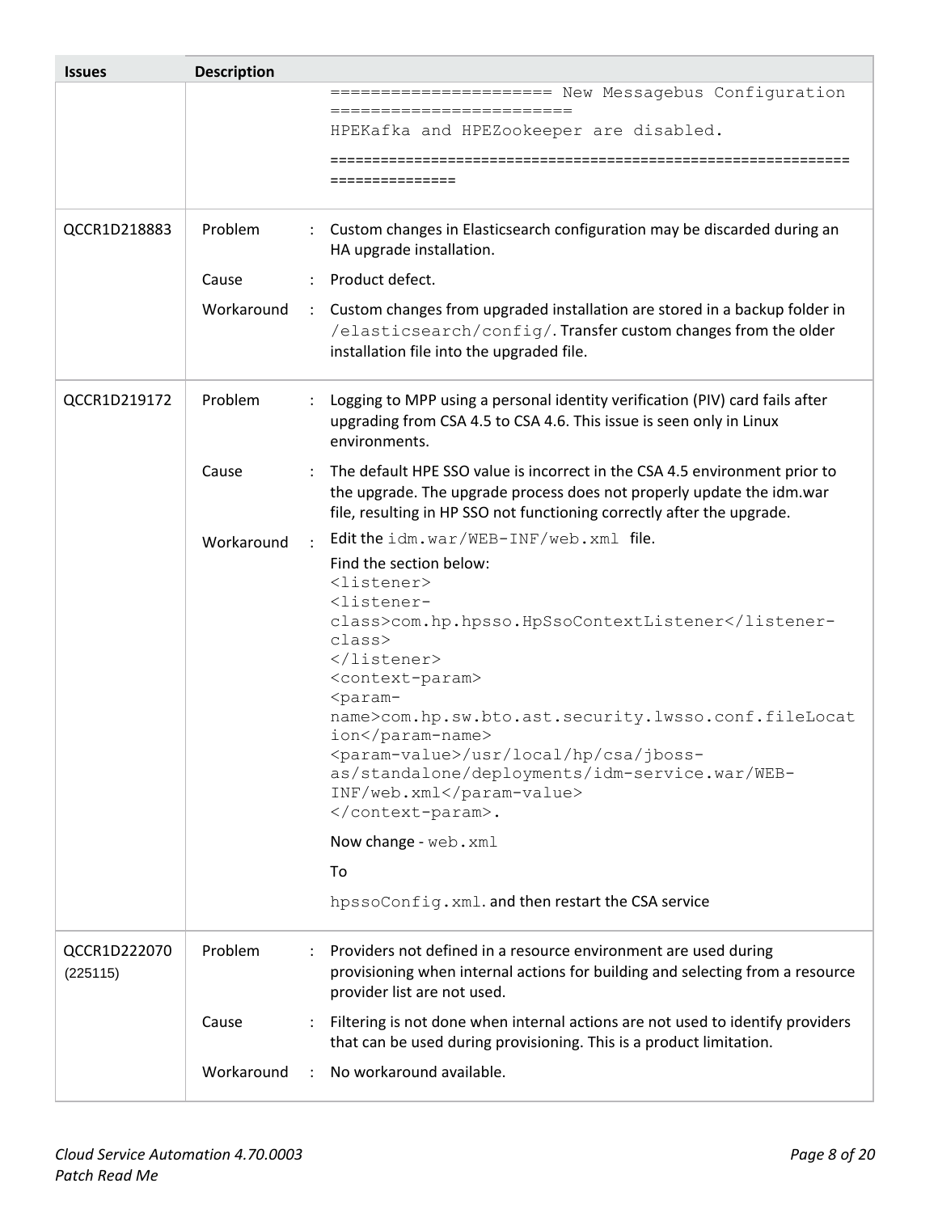| Issues | Description | | |
|---|---|---|---|
| | | | ====================== New Messagebus Configuration ======================== HPEKafka and HPEZookeeper are disabled. ========================================================================== |
| QCCR1D218883 | Problem | : | Custom changes in Elasticsearch configuration may be discarded during an HA upgrade installation. |
| | Cause | : | Product defect. |
| | Workaround | : | Custom changes from upgraded installation are stored in a backup folder in `/elasticsearch/config/`. Transfer custom changes from the older installation file into the upgraded file. |
| QCCR1D219172 | Problem | : | Logging to MPP using a personal identity verification (PIV) card fails after upgrading from CSA 4.5 to CSA 4.6. This issue is seen only in Linux environments. |
| | Cause | : | The default HPE SSO value is incorrect in the CSA 4.5 environment prior to the upgrade. The upgrade process does not properly update the idm.war file, resulting in HP SSO not functioning correctly after the upgrade. |
| | Workaround | : | Edit the `idm.war/WEB-INF/web.xml` file.<br>Find the section below:<br>`<listener>`<br>`<listener-class>com.hp.hpsso.HpSsoContextListener</listener-class>`<br>`</listener>`<br>`<context-param>`<br>`<param-name>com.hp.sw.bto.ast.security.lwsso.conf.fileLocation</param-name>`<br>`<param-value>/usr/local/hp/csa/jboss-as/standalone/deployments/idm-service.war/WEB-INF/web.xml</param-value>`<br>`</context-param>.`<br>Now change - `web.xml`<br>To<br>`hpssoConfig.xml`. and then restart the CSA service |
| QCCR1D222070 (225115) | Problem | : | Providers not defined in a resource environment are used during provisioning when internal actions for building and selecting from a resource provider list are not used. |
| | Cause | : | Filtering is not done when internal actions are not used to identify providers that can be used during provisioning. This is a product limitation. |
| | Workaround | : | No workaround available. |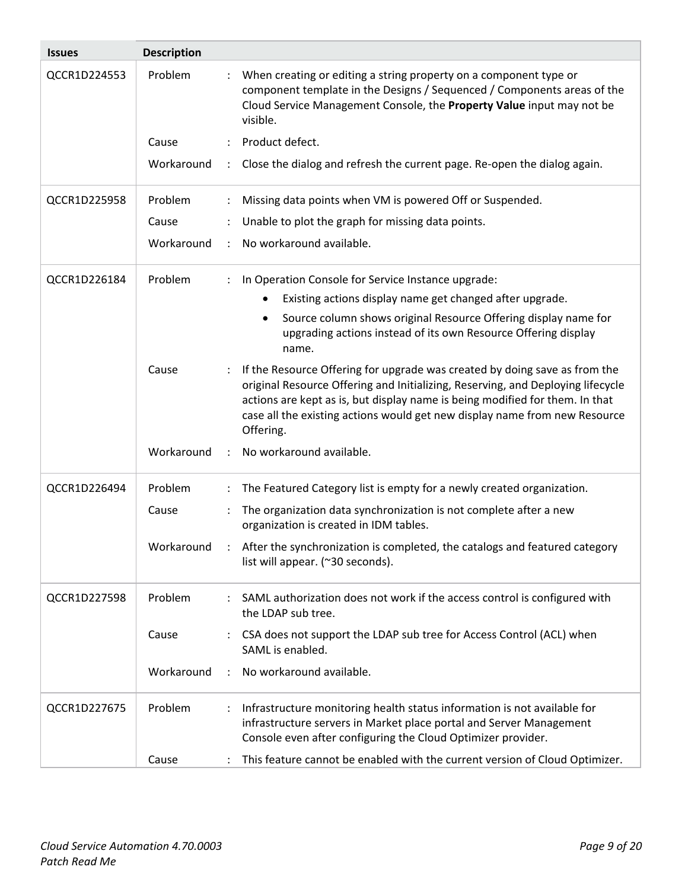| Issues | Description | | |
|---|---|---|---|
| QCCR1D224553 | Problem | : | When creating or editing a string property on a component type or component template in the Designs / Sequenced / Components areas of the Cloud Service Management Console, the **Property Value** input may not be visible. |
| | Cause | : | Product defect. |
| | Workaround | : | Close the dialog and refresh the current page. Re-open the dialog again. |
| QCCR1D225958 | Problem | : | Missing data points when VM is powered Off or Suspended. |
| | Cause | : | Unable to plot the graph for missing data points. |
| | Workaround | : | No workaround available. |
| QCCR1D226184 | Problem | : | In Operation Console for Service Instance upgrade:<br>• Existing actions display name get changed after upgrade.<br>• Source column shows original Resource Offering display name for upgrading actions instead of its own Resource Offering display name. |
| | Cause | : | If the Resource Offering for upgrade was created by doing save as from the original Resource Offering and Initializing, Reserving, and Deploying lifecycle actions are kept as is, but display name is being modified for them. In that case all the existing actions would get new display name from new Resource Offering. |
| | Workaround | : | No workaround available. |
| QCCR1D226494 | Problem | : | The Featured Category list is empty for a newly created organization. |
| | Cause | : | The organization data synchronization is not complete after a new organization is created in IDM tables. |
| | Workaround | : | After the synchronization is completed, the catalogs and featured category list will appear. (~30 seconds). |
| QCCR1D227598 | Problem | : | SAML authorization does not work if the access control is configured with the LDAP sub tree. |
| | Cause | : | CSA does not support the LDAP sub tree for Access Control (ACL) when SAML is enabled. |
| | Workaround | : | No workaround available. |
| QCCR1D227675 | Problem | : | Infrastructure monitoring health status information is not available for infrastructure servers in Market place portal and Server Management Console even after configuring the Cloud Optimizer provider. |
| | Cause | : | This feature cannot be enabled with the current version of Cloud Optimizer. |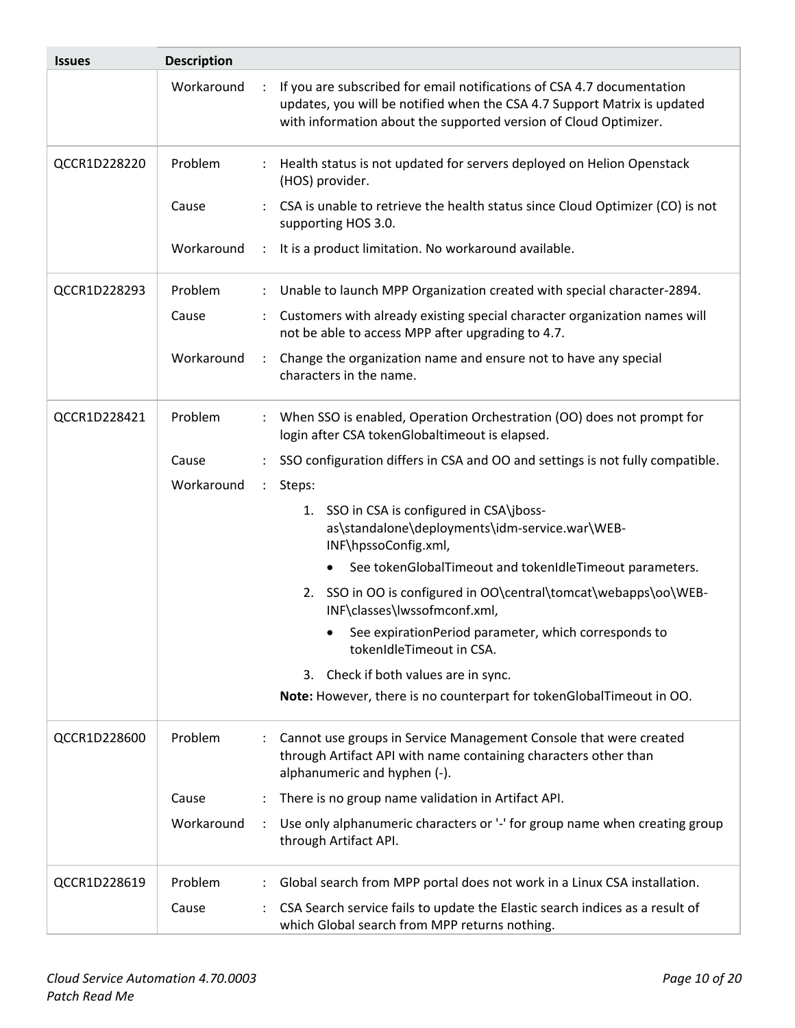| Issues | Description | | |
|---|---|---|---|
| | Workaround | : | If you are subscribed for email notifications of CSA 4.7 documentation updates, you will be notified when the CSA 4.7 Support Matrix is updated with information about the supported version of Cloud Optimizer. |
| QCCR1D228220 | Problem | : | Health status is not updated for servers deployed on Helion Openstack (HOS) provider. |
| | Cause | : | CSA is unable to retrieve the health status since Cloud Optimizer (CO) is not supporting HOS 3.0. |
| | Workaround | : | It is a product limitation. No workaround available. |
| QCCR1D228293 | Problem | : | Unable to launch MPP Organization created with special character-2894. |
| | Cause | : | Customers with already existing special character organization names will not be able to access MPP after upgrading to 4.7. |
| | Workaround | : | Change the organization name and ensure not to have any special characters in the name. |
| QCCR1D228421 | Problem | : | When SSO is enabled, Operation Orchestration (OO) does not prompt for login after CSA tokenGlobaltimeout is elapsed. |
| | Cause | : | SSO configuration differs in CSA and OO and settings is not fully compatible. |
| | Workaround | : | Steps:<br>1. SSO in CSA is configured in CSA\jboss-as\standalone\deployments\idm-service.war\WEB-INF\hpssoConfig.xml,<br>• See tokenGlobalTimeout and tokenIdleTimeout parameters.<br>2. SSO in OO is configured in OO\central\tomcat\webapps\oo\WEB-INF\classes\lwssofmconf.xml,<br>• See expirationPeriod parameter, which corresponds to tokenIdleTimeout in CSA.<br>3. Check if both values are in sync.<br>**Note:** However, there is no counterpart for tokenGlobalTimeout in OO. |
| QCCR1D228600 | Problem | : | Cannot use groups in Service Management Console that were created through Artifact API with name containing characters other than alphanumeric and hyphen (-). |
| | Cause | : | There is no group name validation in Artifact API. |
| | Workaround | : | Use only alphanumeric characters or '-' for group name when creating group through Artifact API. |
| QCCR1D228619 | Problem | : | Global search from MPP portal does not work in a Linux CSA installation. |
| | Cause | : | CSA Search service fails to update the Elastic search indices as a result of which Global search from MPP returns nothing. |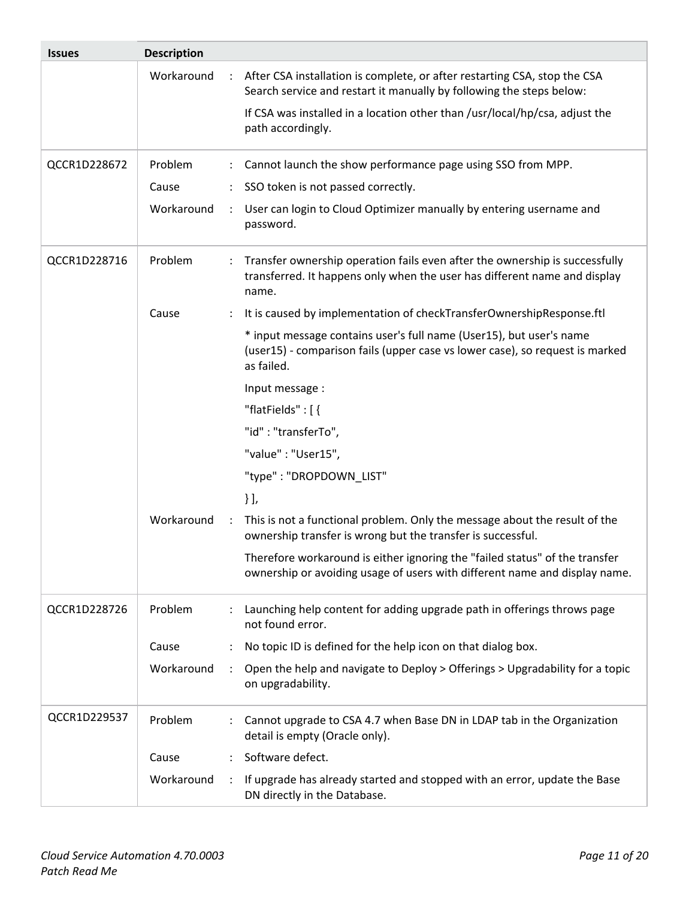| Issues | Description | | |
| --- | --- | --- | --- |
| | Workaround | : | After CSA installation is complete, or after restarting CSA, stop the CSA Search service and restart it manually by following the steps below:<br><br>If CSA was installed in a location other than /usr/local/hp/csa, adjust the path accordingly. |
| QCCR1D228672 | Problem | : | Cannot launch the show performance page using SSO from MPP. |
| | Cause | : | SSO token is not passed correctly. |
| | Workaround | : | User can login to Cloud Optimizer manually by entering username and password. |
| QCCR1D228716 | Problem | : | Transfer ownership operation fails even after the ownership is successfully transferred. It happens only when the user has different name and display name. |
| | Cause | : | It is caused by implementation of checkTransferOwnershipResponse.ftl<br><br>* input message contains user's full name (User15), but user's name (user15) - comparison fails (upper case vs lower case), so request is marked as failed.<br><br>Input message :<br><br>"flatFields" : [ {<br><br>"id" : "transferTo",<br><br>"value" : "User15",<br><br>"type" : "DROPDOWN_LIST"<br><br>} ], |
| | Workaround | : | This is not a functional problem. Only the message about the result of the ownership transfer is wrong but the transfer is successful.<br><br>Therefore workaround is either ignoring the "failed status" of the transfer ownership or avoiding usage of users with different name and display name. |
| QCCR1D228726 | Problem | : | Launching help content for adding upgrade path in offerings throws page not found error. |
| | Cause | : | No topic ID is defined for the help icon on that dialog box. |
| | Workaround | : | Open the help and navigate to Deploy > Offerings > Upgradability for a topic on upgradability. |
| QCCR1D229537 | Problem | : | Cannot upgrade to CSA 4.7 when Base DN in LDAP tab in the Organization detail is empty (Oracle only). |
| | Cause | : | Software defect. |
| | Workaround | : | If upgrade has already started and stopped with an error, update the Base DN directly in the Database. |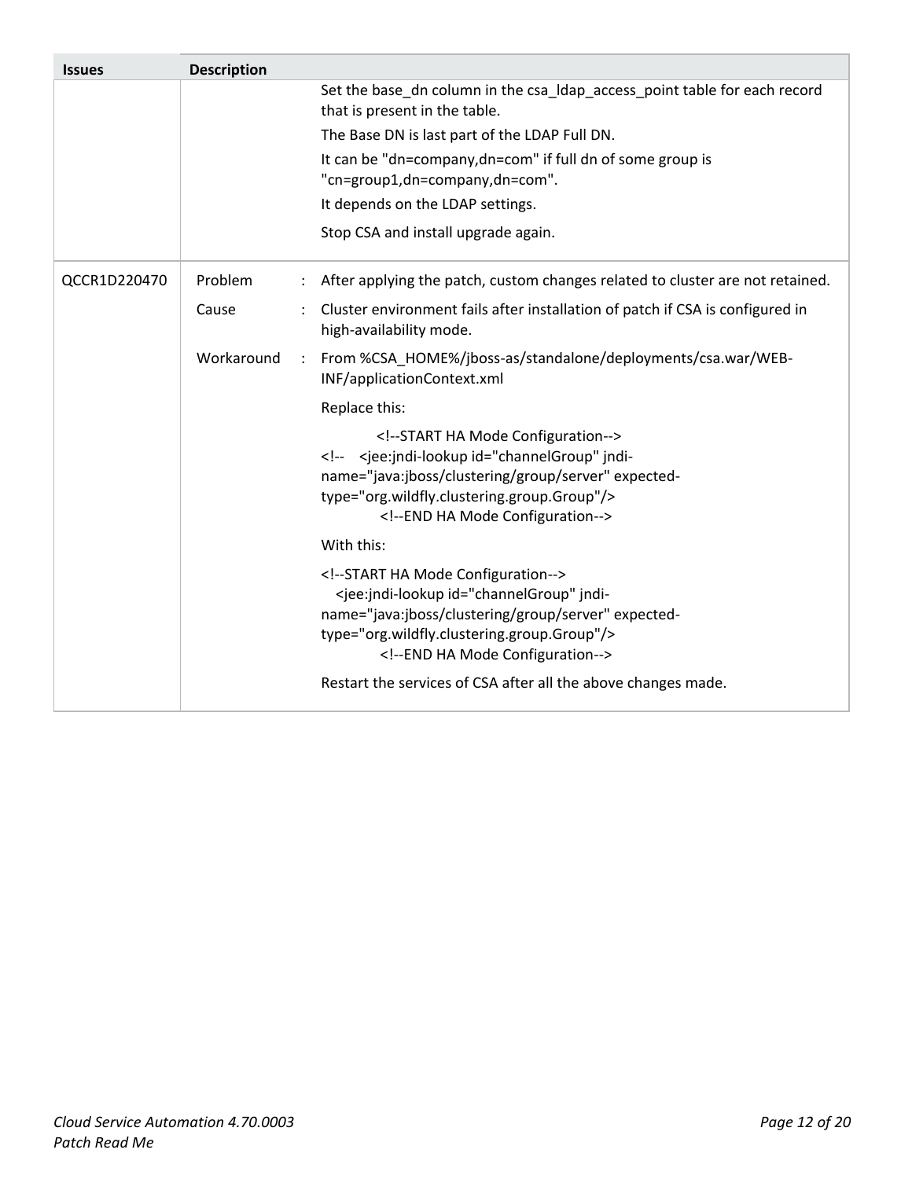| Issues | Description | | |
|---|---|---|---|
| | | | Set the base_dn column in the csa_ldap_access_point table for each record that is present in the table.<br>The Base DN is last part of the LDAP Full DN.<br>It can be "dn=company,dn=com" if full dn of some group is "cn=group1,dn=company,dn=com".<br>It depends on the LDAP settings.<br>Stop CSA and install upgrade again. |
| QCCR1D220470 | Problem | : | After applying the patch, custom changes related to cluster are not retained. |
| | Cause | : | Cluster environment fails after installation of patch if CSA is configured in high-availability mode. |
| | Workaround | : | From %CSA_HOME%/jboss-as/standalone/deployments/csa.war/WEB-INF/applicationContext.xml<br>Replace this:<br>`<!--START HA Mode Configuration-->`<br>`<!-- <jee:jndi-lookup id="channelGroup" jndi-name="java:jboss/clustering/group/server" expected-type="org.wildfly.clustering.group.Group"/>`<br>`<!--END HA Mode Configuration-->`<br>With this:<br>`<!--START HA Mode Configuration-->`<br>`<jee:jndi-lookup id="channelGroup" jndi-name="java:jboss/clustering/group/server" expected-type="org.wildfly.clustering.group.Group"/>`<br>`<!--END HA Mode Configuration-->`<br>Restart the services of CSA after all the above changes made. |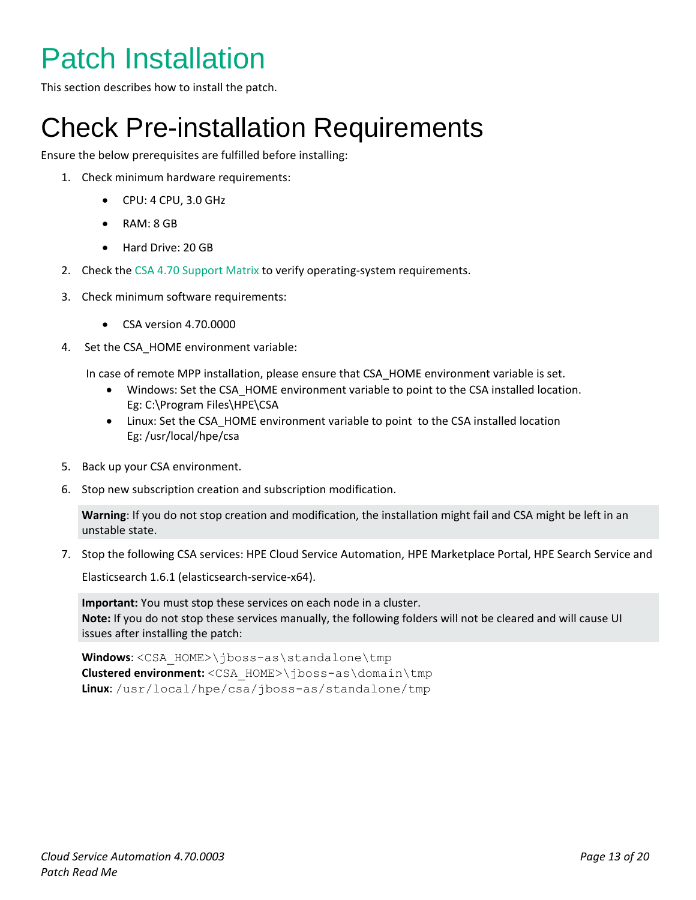# Patch Installation

This section describes how to install the patch.

## Check Pre-installation Requirements

Ensure the below prerequisites are fulfilled before installing:

1. Check minimum hardware requirements:
    - CPU: 4 CPU, 3.0 GHz
    - RAM: 8 GB
    - Hard Drive: 20 GB
2. Check the CSA 4.70 Support Matrix to verify operating-system requirements.
3. Check minimum software requirements:
    - CSA version 4.70.0000
4. Set the CSA_HOME environment variable:

    In case of remote MPP installation, please ensure that CSA_HOME environment variable is set.

    - Windows: Set the CSA_HOME environment variable to point to the CSA installed location.
      Eg: C:\Program Files\HPE\CSA
    - Linux: Set the CSA_HOME environment variable to point to the CSA installed location
      Eg: /usr/local/hpe/csa
5. Back up your CSA environment.
6. Stop new subscription creation and subscription modification.

    **Warning**: If you do not stop creation and modification, the installation might fail and CSA might be left in an unstable state.

7. Stop the following CSA services: HPE Cloud Service Automation, HPE Marketplace Portal, HPE Search Service and Elasticsearch 1.6.1 (elasticsearch-service-x64).

    **Important:** You must stop these services on each node in a cluster.
    **Note:** If you do not stop these services manually, the following folders will not be cleared and will cause UI issues after installing the patch:

    **Windows**: `<CSA_HOME>\jboss-as\standalone\tmp`
    **Clustered environment:** `<CSA_HOME>\jboss-as\domain\tmp`
    **Linux**: `/usr/local/hpe/csa/jboss-as/standalone/tmp`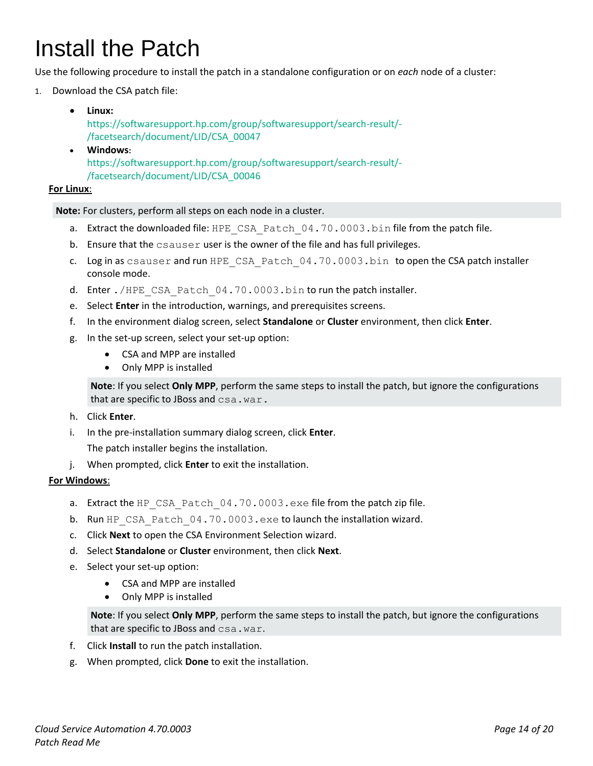# Install the Patch

Use the following procedure to install the patch in a standalone configuration or on *each* node of a cluster:

1. Download the CSA patch file:

   - **Linux:**
     https://softwaresupport.hp.com/group/softwaresupport/search-result/-/facetsearch/document/LID/CSA_00047
   - **Windows:**
     https://softwaresupport.hp.com/group/softwaresupport/search-result/-/facetsearch/document/LID/CSA_00046

**For Linux:**

> **Note:** For clusters, perform all steps on each node in a cluster.

a. Extract the downloaded file: `HPE_CSA_Patch_04.70.0003.bin` file from the patch file.

b. Ensure that the `csauser` user is the owner of the file and has full privileges.

c. Log in as `csauser` and run `HPE_CSA_Patch_04.70.0003.bin` to open the CSA patch installer console mode.

d. Enter `./HPE_CSA_Patch_04.70.0003.bin` to run the patch installer.

e. Select **Enter** in the introduction, warnings, and prerequisites screens.

f. In the environment dialog screen, select **Standalone** or **Cluster** environment, then click **Enter**.

g. In the set-up screen, select your set-up option:

   - CSA and MPP are installed
   - Only MPP is installed

   > **Note**: If you select **Only MPP**, perform the same steps to install the patch, but ignore the configurations that are specific to JBoss and `csa.war`.

h. Click **Enter**.

i. In the pre-installation summary dialog screen, click **Enter**.

   The patch installer begins the installation.

j. When prompted, click **Enter** to exit the installation.

**For Windows:**

a. Extract the `HP_CSA_Patch_04.70.0003.exe` file from the patch zip file.

b. Run `HP_CSA_Patch_04.70.0003.exe` to launch the installation wizard.

c. Click **Next** to open the CSA Environment Selection wizard.

d. Select **Standalone** or **Cluster** environment, then click **Next**.

e. Select your set-up option:

   - CSA and MPP are installed
   - Only MPP is installed

   > **Note**: If you select **Only MPP**, perform the same steps to install the patch, but ignore the configurations that are specific to JBoss and `csa.war`.

f. Click **Install** to run the patch installation.

g. When prompted, click **Done** to exit the installation.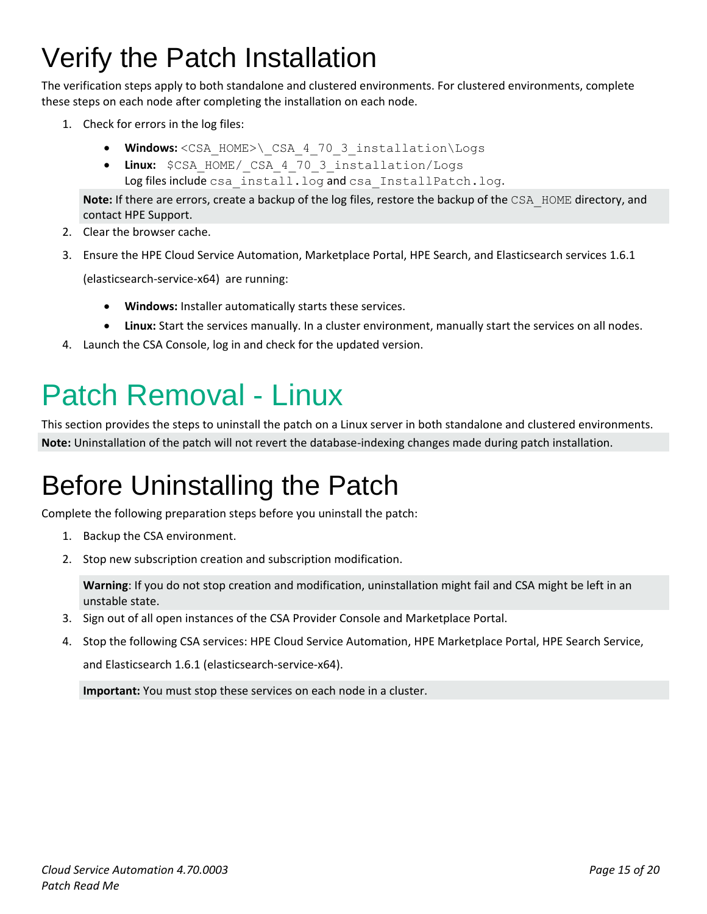# Verify the Patch Installation

The verification steps apply to both standalone and clustered environments. For clustered environments, complete these steps on each node after completing the installation on each node.

1. Check for errors in the log files:
   - **Windows:** `<CSA_HOME>\_CSA_4_70_3_installation\Logs`
   - **Linux:** `$CSA_HOME/_CSA_4_70_3_installation/Logs`
     Log files include `csa_install.log` and `csa_InstallPatch.log`.

   **Note:** If there are errors, create a backup of the log files, restore the backup of the `CSA_HOME` directory, and contact HPE Support.
2. Clear the browser cache.
3. Ensure the HPE Cloud Service Automation, Marketplace Portal, HPE Search, and Elasticsearch services 1.6.1 (elasticsearch-service-x64) are running:
   - **Windows:** Installer automatically starts these services.
   - **Linux:** Start the services manually. In a cluster environment, manually start the services on all nodes.
4. Launch the CSA Console, log in and check for the updated version.

# Patch Removal - Linux

This section provides the steps to uninstall the patch on a Linux server in both standalone and clustered environments.

**Note:** Uninstallation of the patch will not revert the database-indexing changes made during patch installation.

# Before Uninstalling the Patch

Complete the following preparation steps before you uninstall the patch:

1. Backup the CSA environment.
2. Stop new subscription creation and subscription modification.

   **Warning**: If you do not stop creation and modification, uninstallation might fail and CSA might be left in an unstable state.
3. Sign out of all open instances of the CSA Provider Console and Marketplace Portal.
4. Stop the following CSA services: HPE Cloud Service Automation, HPE Marketplace Portal, HPE Search Service, and Elasticsearch 1.6.1 (elasticsearch-service-x64).

   **Important:** You must stop these services on each node in a cluster.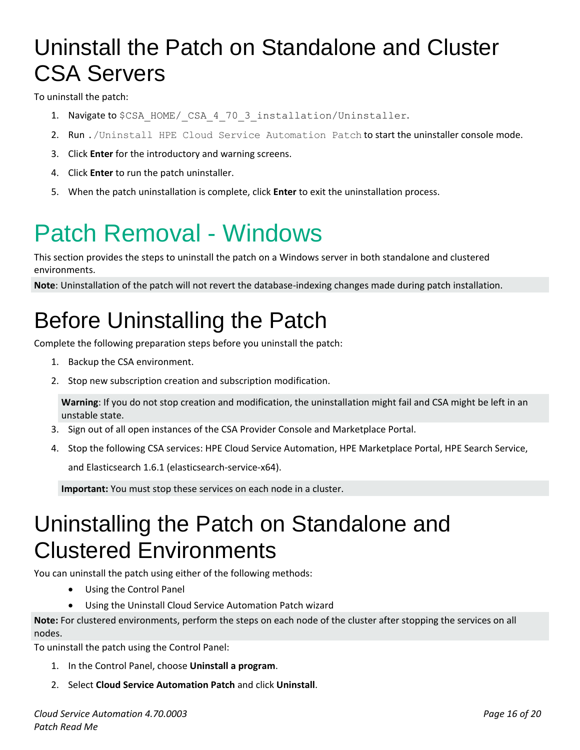# Uninstall the Patch on Standalone and Cluster CSA Servers

To uninstall the patch:

1. Navigate to `$CSA_HOME/_CSA_4_70_3_installation/Uninstaller`.
2. Run `./Uninstall HPE Cloud Service Automation Patch` to start the uninstaller console mode.
3. Click **Enter** for the introductory and warning screens.
4. Click **Enter** to run the patch uninstaller.
5. When the patch uninstallation is complete, click **Enter** to exit the uninstallation process.

# Patch Removal - Windows

This section provides the steps to uninstall the patch on a Windows server in both standalone and clustered environments.

**Note**: Uninstallation of the patch will not revert the database-indexing changes made during patch installation.

# Before Uninstalling the Patch

Complete the following preparation steps before you uninstall the patch:

1. Backup the CSA environment.
2. Stop new subscription creation and subscription modification.

   **Warning**: If you do not stop creation and modification, the uninstallation might fail and CSA might be left in an unstable state.
3. Sign out of all open instances of the CSA Provider Console and Marketplace Portal.
4. Stop the following CSA services: HPE Cloud Service Automation, HPE Marketplace Portal, HPE Search Service, and Elasticsearch 1.6.1 (elasticsearch-service-x64).

   **Important:** You must stop these services on each node in a cluster.

# Uninstalling the Patch on Standalone and Clustered Environments

You can uninstall the patch using either of the following methods:

- Using the Control Panel
- Using the Uninstall Cloud Service Automation Patch wizard

**Note:** For clustered environments, perform the steps on each node of the cluster after stopping the services on all nodes.

To uninstall the patch using the Control Panel:

1. In the Control Panel, choose **Uninstall a program**.
2. Select **Cloud Service Automation Patch** and click **Uninstall**.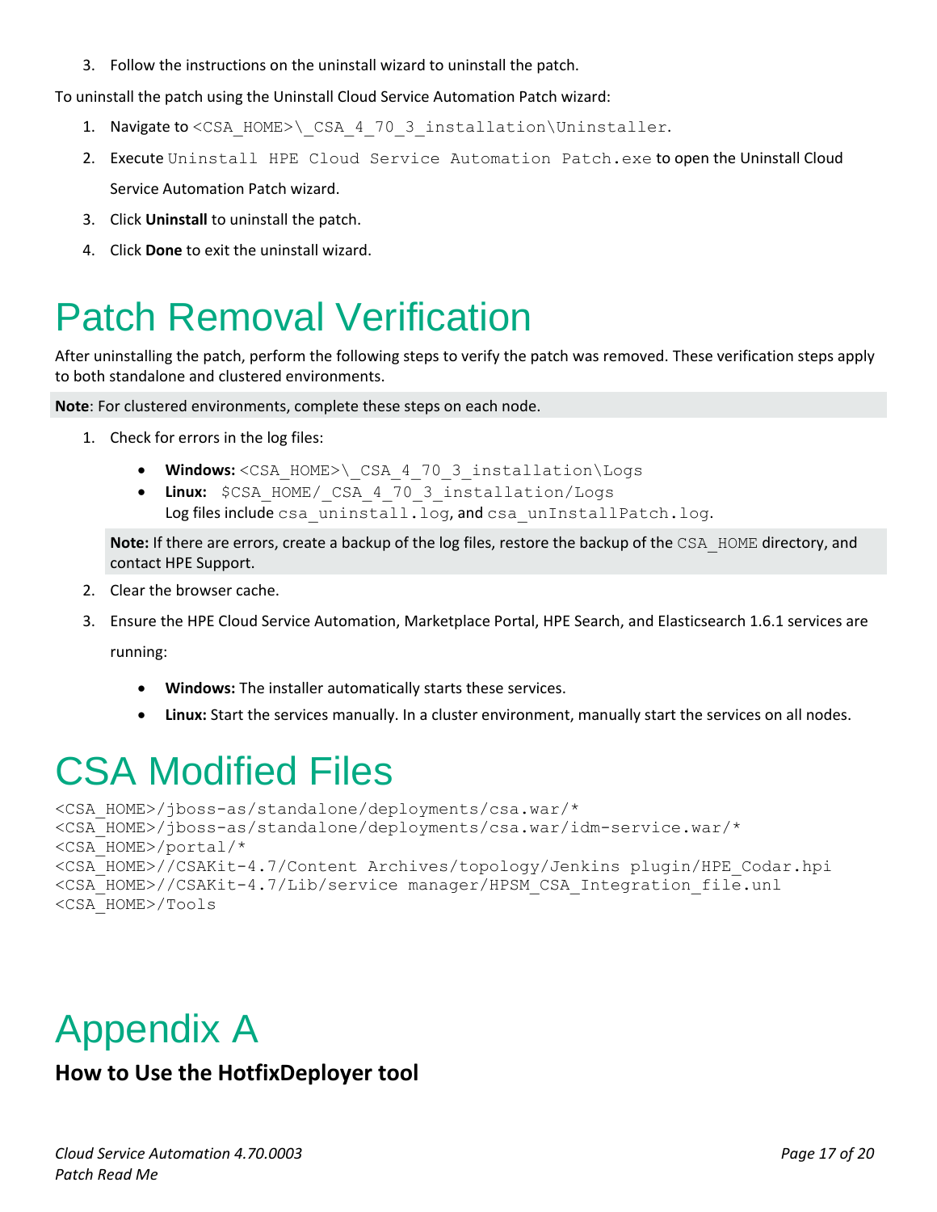3. Follow the instructions on the uninstall wizard to uninstall the patch.

To uninstall the patch using the Uninstall Cloud Service Automation Patch wizard:

1. Navigate to `<CSA_HOME>\_CSA_4_70_3_installation\Uninstaller`.
2. Execute `Uninstall HPE Cloud Service Automation Patch.exe` to open the Uninstall Cloud Service Automation Patch wizard.
3. Click **Uninstall** to uninstall the patch.
4. Click **Done** to exit the uninstall wizard.

# Patch Removal Verification

After uninstalling the patch, perform the following steps to verify the patch was removed. These verification steps apply to both standalone and clustered environments.

**Note**: For clustered environments, complete these steps on each node.

1. Check for errors in the log files:
   - **Windows:** `<CSA_HOME>\_CSA_4_70_3_installation\Logs`
   - **Linux:** `$CSA_HOME/_CSA_4_70_3_installation/Logs`
     Log files include `csa_uninstall.log`, and `csa_unInstallPatch.log`.

   **Note:** If there are errors, create a backup of the log files, restore the backup of the `CSA_HOME` directory, and contact HPE Support.

2. Clear the browser cache.
3. Ensure the HPE Cloud Service Automation, Marketplace Portal, HPE Search, and Elasticsearch 1.6.1 services are running:
   - **Windows:** The installer automatically starts these services.
   - **Linux:** Start the services manually. In a cluster environment, manually start the services on all nodes.

# CSA Modified Files

```
<CSA_HOME>/jboss-as/standalone/deployments/csa.war/*
<CSA_HOME>/jboss-as/standalone/deployments/csa.war/idm-service.war/*
<CSA_HOME>/portal/*
<CSA_HOME>//CSAKit-4.7/Content Archives/topology/Jenkins plugin/HPE_Codar.hpi
<CSA_HOME>//CSAKit-4.7/Lib/service manager/HPSM_CSA_Integration_file.unl
<CSA_HOME>/Tools
```

# Appendix A

## How to Use the HotfixDeployer tool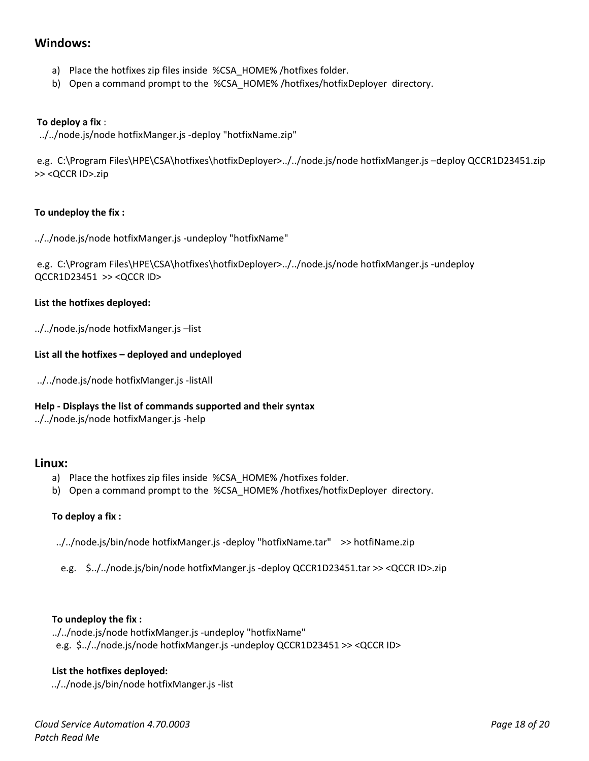## Windows:

a) Place the hotfixes zip files inside %CSA_HOME% /hotfixes folder.
b) Open a command prompt to the %CSA_HOME% /hotfixes/hotfixDeployer directory.

**To deploy a fix** :
../../node.js/node hotfixManger.js -deploy "hotfixName.zip"

e.g. C:\Program Files\HPE\CSA\hotfixes\hotfixDeployer>../../node.js/node hotfixManger.js –deploy QCCR1D23451.zip >> <QCCR ID>.zip

**To undeploy the fix :**

../../node.js/node hotfixManger.js -undeploy "hotfixName"

e.g. C:\Program Files\HPE\CSA\hotfixes\hotfixDeployer>../../node.js/node hotfixManger.js -undeploy QCCR1D23451 >> <QCCR ID>

**List the hotfixes deployed:**

../../node.js/node hotfixManger.js –list

**List all the hotfixes – deployed and undeployed**

../../node.js/node hotfixManger.js -listAll

**Help - Displays the list of commands supported and their syntax**
../../node.js/node hotfixManger.js -help

## Linux:

a) Place the hotfixes zip files inside %CSA_HOME% /hotfixes folder.
b) Open a command prompt to the %CSA_HOME% /hotfixes/hotfixDeployer directory.

**To deploy a fix :**

../../node.js/bin/node hotfixManger.js -deploy "hotfixName.tar" >> hotfiName.zip

e.g. $../../node.js/bin/node hotfixManger.js -deploy QCCR1D23451.tar >> <QCCR ID>.zip

**To undeploy the fix :**
../../node.js/node hotfixManger.js -undeploy "hotfixName"
e.g. $../../node.js/node hotfixManger.js -undeploy QCCR1D23451 >> <QCCR ID>

**List the hotfixes deployed:**
../../node.js/bin/node hotfixManger.js -list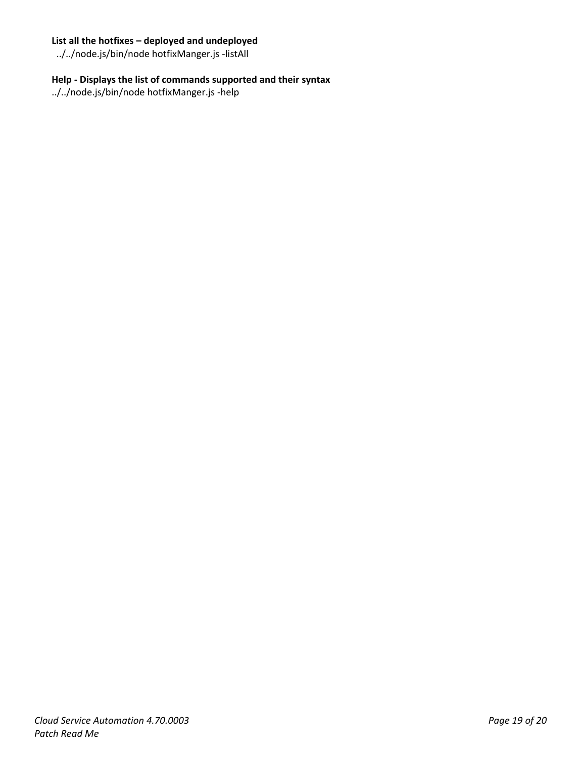**List all the hotfixes – deployed and undeployed**

../../node.js/bin/node hotfixManger.js -listAll

**Help - Displays the list of commands supported and their syntax**

../../node.js/bin/node hotfixManger.js -help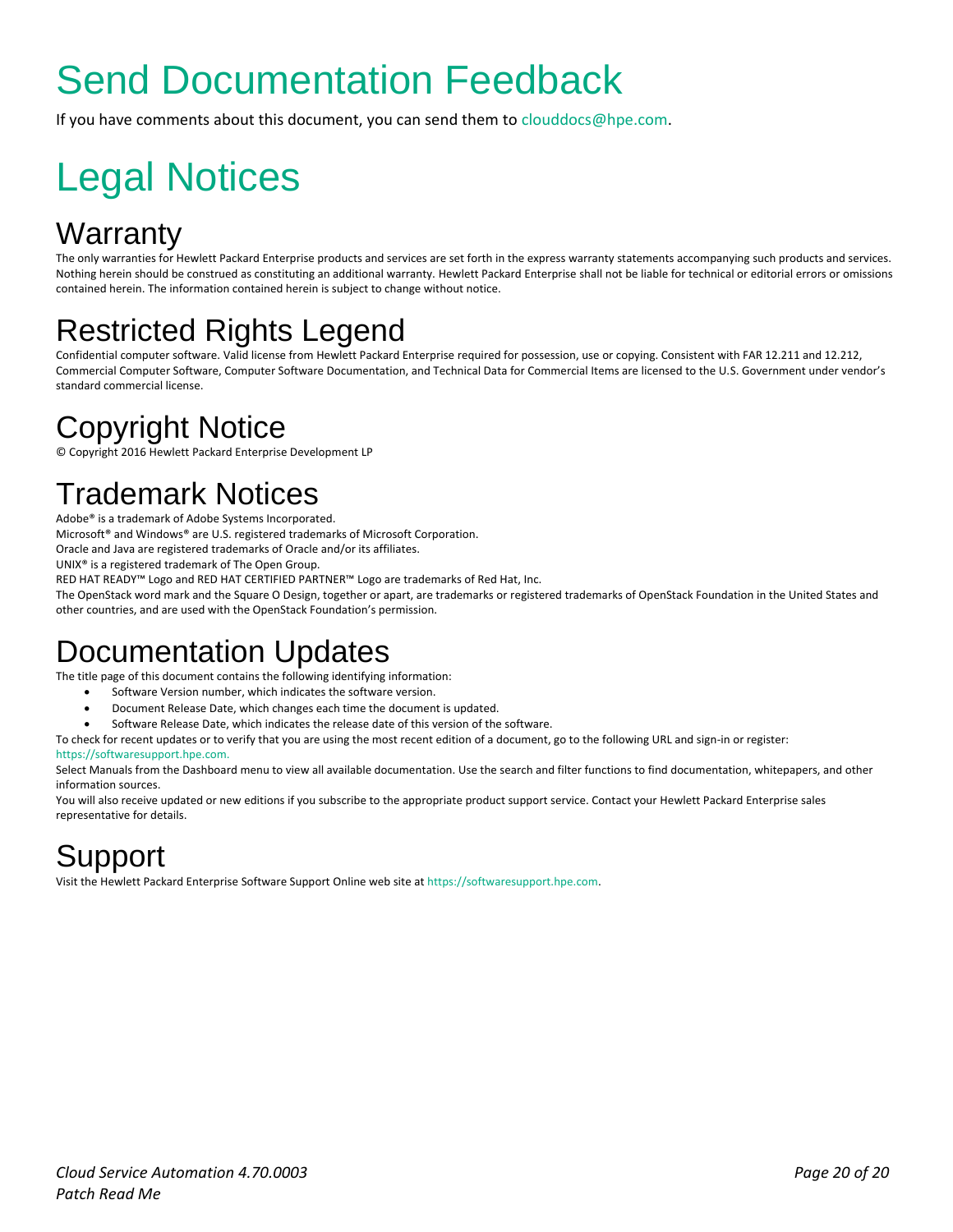# Send Documentation Feedback

If you have comments about this document, you can send them to clouddocs@hpe.com.

# Legal Notices

## Warranty

The only warranties for Hewlett Packard Enterprise products and services are set forth in the express warranty statements accompanying such products and services. Nothing herein should be construed as constituting an additional warranty. Hewlett Packard Enterprise shall not be liable for technical or editorial errors or omissions contained herein. The information contained herein is subject to change without notice.

## Restricted Rights Legend

Confidential computer software. Valid license from Hewlett Packard Enterprise required for possession, use or copying. Consistent with FAR 12.211 and 12.212, Commercial Computer Software, Computer Software Documentation, and Technical Data for Commercial Items are licensed to the U.S. Government under vendor's standard commercial license.

## Copyright Notice

© Copyright 2016 Hewlett Packard Enterprise Development LP

## Trademark Notices

Adobe® is a trademark of Adobe Systems Incorporated.

Microsoft® and Windows® are U.S. registered trademarks of Microsoft Corporation.

Oracle and Java are registered trademarks of Oracle and/or its affiliates.

UNIX® is a registered trademark of The Open Group.

RED HAT READY™ Logo and RED HAT CERTIFIED PARTNER™ Logo are trademarks of Red Hat, Inc.

The OpenStack word mark and the Square O Design, together or apart, are trademarks or registered trademarks of OpenStack Foundation in the United States and other countries, and are used with the OpenStack Foundation's permission.

## Documentation Updates

The title page of this document contains the following identifying information:

- Software Version number, which indicates the software version.
- Document Release Date, which changes each time the document is updated.
- Software Release Date, which indicates the release date of this version of the software.

To check for recent updates or to verify that you are using the most recent edition of a document, go to the following URL and sign-in or register: https://softwaresupport.hpe.com.

Select Manuals from the Dashboard menu to view all available documentation. Use the search and filter functions to find documentation, whitepapers, and other information sources.

You will also receive updated or new editions if you subscribe to the appropriate product support service. Contact your Hewlett Packard Enterprise sales representative for details.

## Support

Visit the Hewlett Packard Enterprise Software Support Online web site at https://softwaresupport.hpe.com.